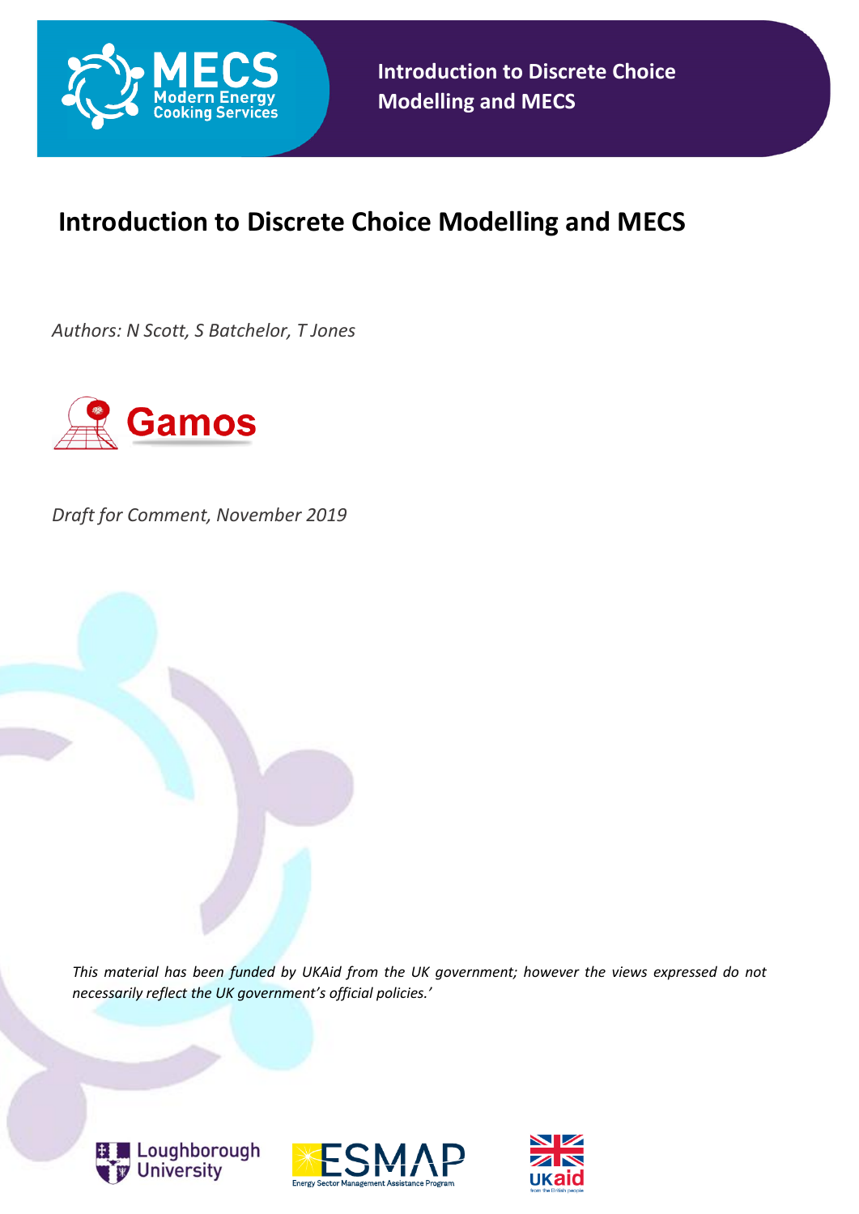# Introduction to Discrete Choice Modelling and MECS

*Authors: N Scott, S Batchelor, T Jones*

*Draft for Comment, November 2019*

*This material has been funded by UKAid from the UK government; however the views expressed do not necessarily reflect the UK government's official policies.'*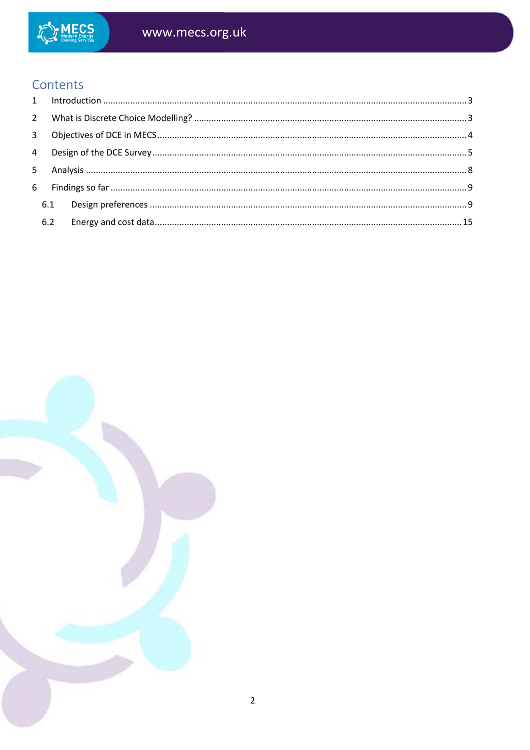# Contents

1 Introduction ..... 3

2 What is Discrete Choice Modelling? ..... 3

3 Objectives of DCE in MECS ..... 4

4 Design of the DCE Survey ..... 5

5 Analysis ..... 8

6 Findings so far ..... 9

- 6.1 Design preferences ..... 9
- 6.2 Energy and cost data ..... 15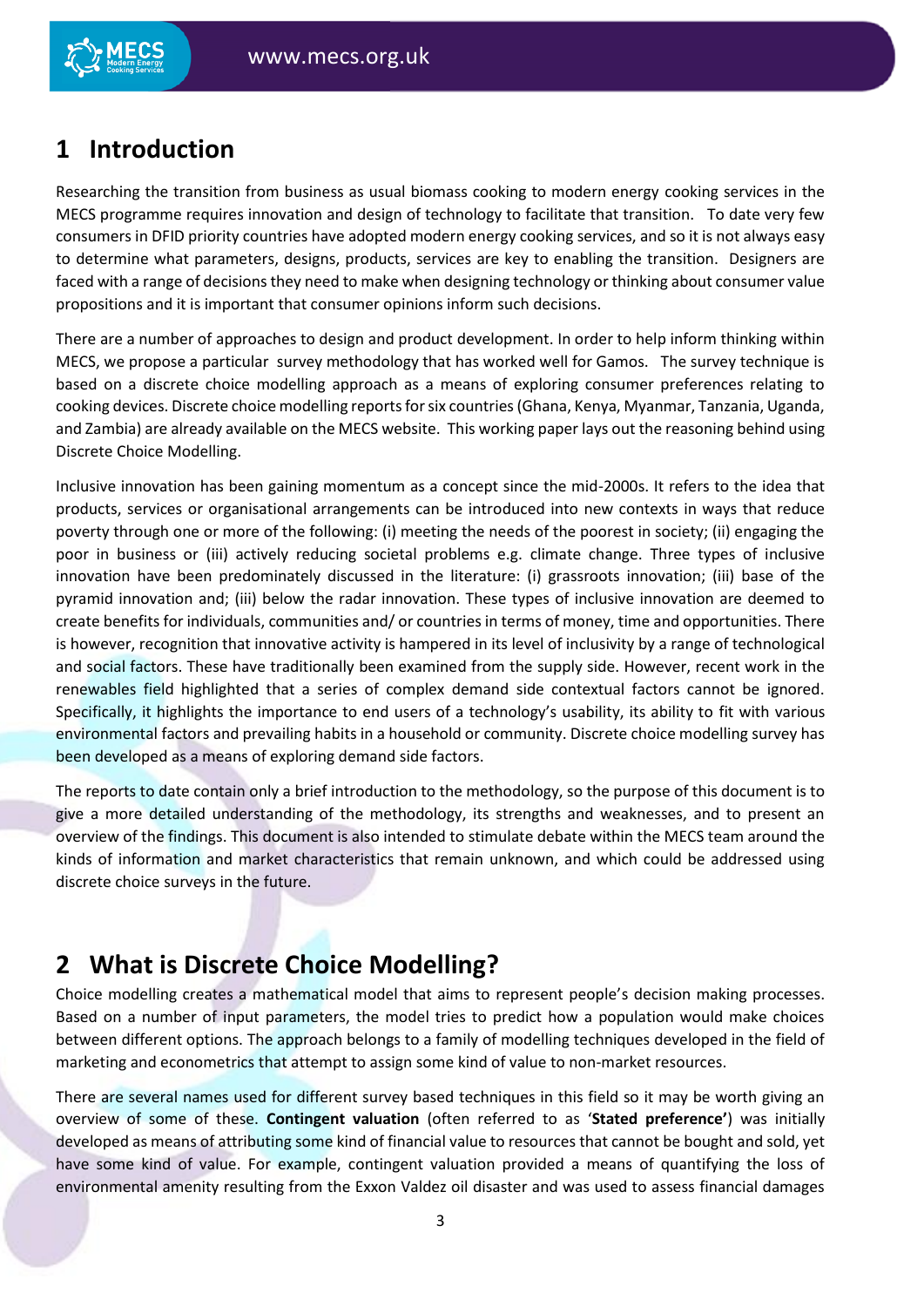# 1 Introduction

Researching the transition from business as usual biomass cooking to modern energy cooking services in the MECS programme requires innovation and design of technology to facilitate that transition. To date very few consumers in DFID priority countries have adopted modern energy cooking services, and so it is not always easy to determine what parameters, designs, products, services are key to enabling the transition. Designers are faced with a range of decisions they need to make when designing technology or thinking about consumer value propositions and it is important that consumer opinions inform such decisions.

There are a number of approaches to design and product development. In order to help inform thinking within MECS, we propose a particular survey methodology that has worked well for Gamos. The survey technique is based on a discrete choice modelling approach as a means of exploring consumer preferences relating to cooking devices. Discrete choice modelling reports for six countries (Ghana, Kenya, Myanmar, Tanzania, Uganda, and Zambia) are already available on the MECS website. This working paper lays out the reasoning behind using Discrete Choice Modelling.

Inclusive innovation has been gaining momentum as a concept since the mid-2000s. It refers to the idea that products, services or organisational arrangements can be introduced into new contexts in ways that reduce poverty through one or more of the following: (i) meeting the needs of the poorest in society; (ii) engaging the poor in business or (iii) actively reducing societal problems e.g. climate change. Three types of inclusive innovation have been predominately discussed in the literature: (i) grassroots innovation; (iii) base of the pyramid innovation and; (iii) below the radar innovation. These types of inclusive innovation are deemed to create benefits for individuals, communities and/ or countries in terms of money, time and opportunities. There is however, recognition that innovative activity is hampered in its level of inclusivity by a range of technological and social factors. These have traditionally been examined from the supply side. However, recent work in the renewables field highlighted that a series of complex demand side contextual factors cannot be ignored. Specifically, it highlights the importance to end users of a technology's usability, its ability to fit with various environmental factors and prevailing habits in a household or community. Discrete choice modelling survey has been developed as a means of exploring demand side factors.

The reports to date contain only a brief introduction to the methodology, so the purpose of this document is to give a more detailed understanding of the methodology, its strengths and weaknesses, and to present an overview of the findings. This document is also intended to stimulate debate within the MECS team around the kinds of information and market characteristics that remain unknown, and which could be addressed using discrete choice surveys in the future.

# 2 What is Discrete Choice Modelling?

Choice modelling creates a mathematical model that aims to represent people's decision making processes. Based on a number of input parameters, the model tries to predict how a population would make choices between different options. The approach belongs to a family of modelling techniques developed in the field of marketing and econometrics that attempt to assign some kind of value to non-market resources.

There are several names used for different survey based techniques in this field so it may be worth giving an overview of some of these. **Contingent valuation** (often referred to as '**Stated preference'**) was initially developed as means of attributing some kind of financial value to resources that cannot be bought and sold, yet have some kind of value. For example, contingent valuation provided a means of quantifying the loss of environmental amenity resulting from the Exxon Valdez oil disaster and was used to assess financial damages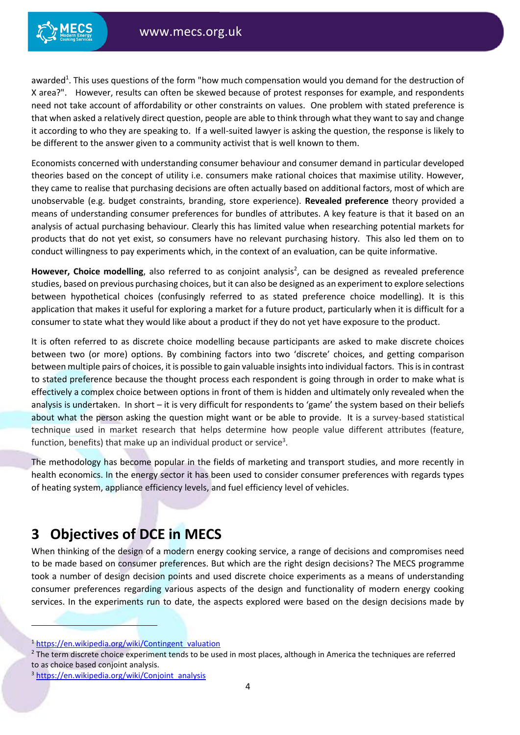awarded[1]. This uses questions of the form "how much compensation would you demand for the destruction of X area?". However, results can often be skewed because of protest responses for example, and respondents need not take account of affordability or other constraints on values. One problem with stated preference is that when asked a relatively direct question, people are able to think through what they want to say and change it according to who they are speaking to. If a well-suited lawyer is asking the question, the response is likely to be different to the answer given to a community activist that is well known to them.

Economists concerned with understanding consumer behaviour and consumer demand in particular developed theories based on the concept of utility i.e. consumers make rational choices that maximise utility. However, they came to realise that purchasing decisions are often actually based on additional factors, most of which are unobservable (e.g. budget constraints, branding, store experience). **Revealed preference** theory provided a means of understanding consumer preferences for bundles of attributes. A key feature is that it based on an analysis of actual purchasing behaviour. Clearly this has limited value when researching potential markets for products that do not yet exist, so consumers have no relevant purchasing history. This also led them on to conduct willingness to pay experiments which, in the context of an evaluation, can be quite informative.

**However, Choice modelling**, also referred to as conjoint analysis[2], can be designed as revealed preference studies, based on previous purchasing choices, but it can also be designed as an experiment to explore selections between hypothetical choices (confusingly referred to as stated preference choice modelling). It is this application that makes it useful for exploring a market for a future product, particularly when it is difficult for a consumer to state what they would like about a product if they do not yet have exposure to the product.

It is often referred to as discrete choice modelling because participants are asked to make discrete choices between two (or more) options. By combining factors into two 'discrete' choices, and getting comparison between multiple pairs of choices, it is possible to gain valuable insights into individual factors. This is in contrast to stated preference because the thought process each respondent is going through in order to make what is effectively a complex choice between options in front of them is hidden and ultimately only revealed when the analysis is undertaken. In short – it is very difficult for respondents to 'game' the system based on their beliefs about what the person asking the question might want or be able to provide. It is a survey-based statistical technique used in market research that helps determine how people value different attributes (feature, function, benefits) that make up an individual product or service[3].

The methodology has become popular in the fields of marketing and transport studies, and more recently in health economics. In the energy sector it has been used to consider consumer preferences with regards types of heating system, appliance efficiency levels, and fuel efficiency level of vehicles.

# 3 Objectives of DCE in MECS

When thinking of the design of a modern energy cooking service, a range of decisions and compromises need to be made based on consumer preferences. But which are the right design decisions? The MECS programme took a number of design decision points and used discrete choice experiments as a means of understanding consumer preferences regarding various aspects of the design and functionality of modern energy cooking services. In the experiments run to date, the aspects explored were based on the design decisions made by

---

[1] https://en.wikipedia.org/wiki/Contingent_valuation

[2] The term discrete choice experiment tends to be used in most places, although in America the techniques are referred to as choice based conjoint analysis.

[3] https://en.wikipedia.org/wiki/Conjoint_analysis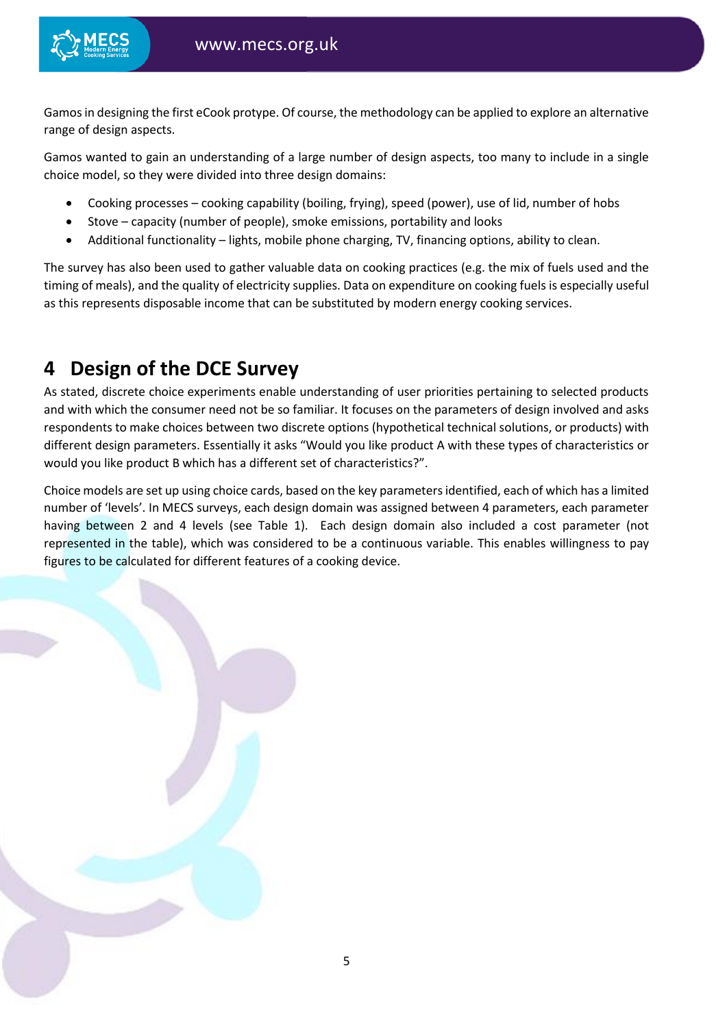Gamos in designing the first eCook protype. Of course, the methodology can be applied to explore an alternative range of design aspects.

Gamos wanted to gain an understanding of a large number of design aspects, too many to include in a single choice model, so they were divided into three design domains:

- Cooking processes – cooking capability (boiling, frying), speed (power), use of lid, number of hobs
- Stove – capacity (number of people), smoke emissions, portability and looks
- Additional functionality – lights, mobile phone charging, TV, financing options, ability to clean.

The survey has also been used to gather valuable data on cooking practices (e.g. the mix of fuels used and the timing of meals), and the quality of electricity supplies. Data on expenditure on cooking fuels is especially useful as this represents disposable income that can be substituted by modern energy cooking services.

# 4 Design of the DCE Survey

As stated, discrete choice experiments enable understanding of user priorities pertaining to selected products and with which the consumer need not be so familiar. It focuses on the parameters of design involved and asks respondents to make choices between two discrete options (hypothetical technical solutions, or products) with different design parameters. Essentially it asks "Would you like product A with these types of characteristics or would you like product B which has a different set of characteristics?".

Choice models are set up using choice cards, based on the key parameters identified, each of which has a limited number of 'levels'. In MECS surveys, each design domain was assigned between 4 parameters, each parameter having between 2 and 4 levels (see Table 1). Each design domain also included a cost parameter (not represented in the table), which was considered to be a continuous variable. This enables willingness to pay figures to be calculated for different features of a cooking device.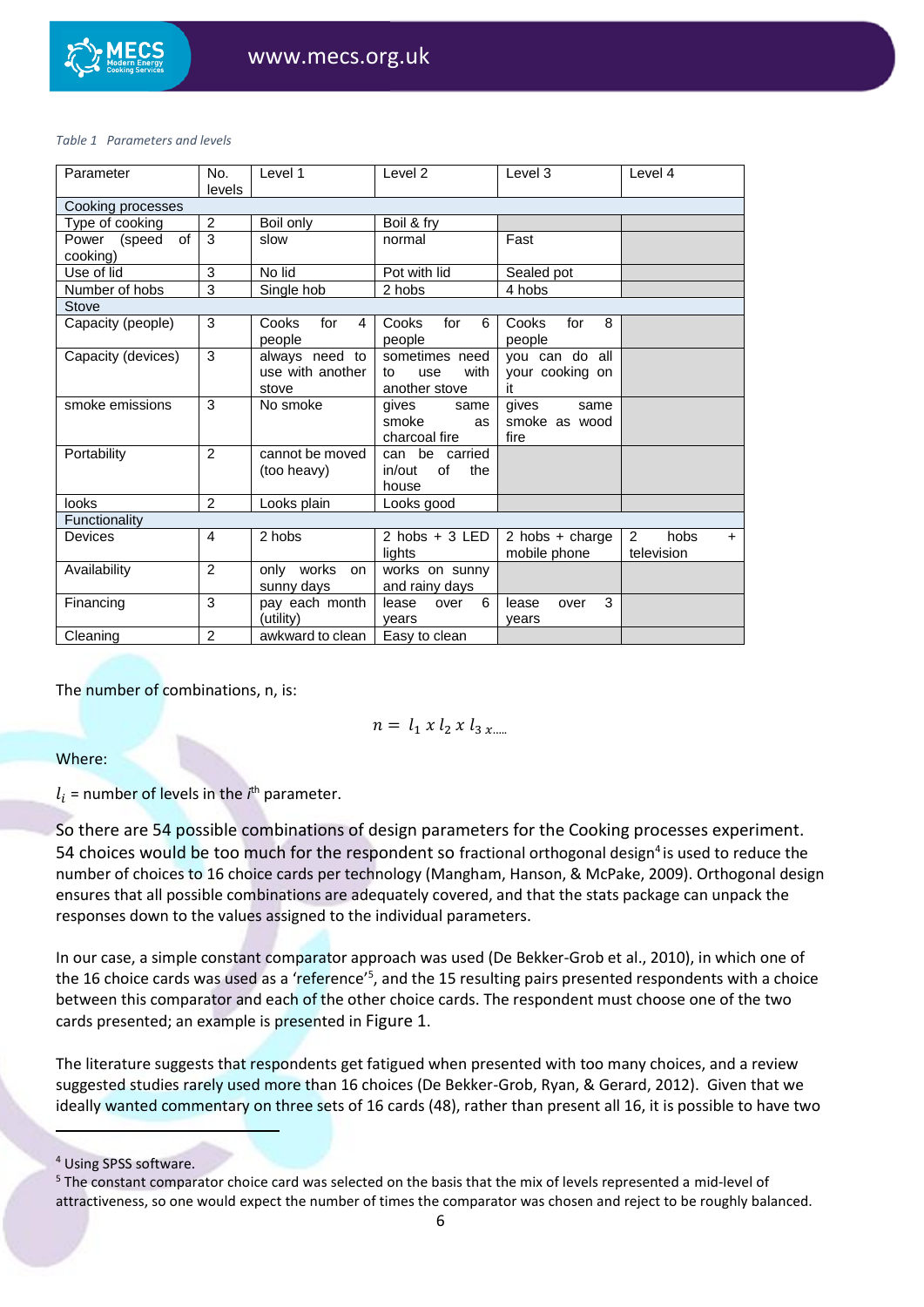*Table 1 Parameters and levels*

| Parameter | No. levels | Level 1 | Level 2 | Level 3 | Level 4 |
|---|---|---|---|---|---|
| Cooking processes | | | | | |
| Type of cooking | 2 | Boil only | Boil & fry | | |
| Power (speed of cooking) | 3 | slow | normal | Fast | |
| Use of lid | 3 | No lid | Pot with lid | Sealed pot | |
| Number of hobs | 3 | Single hob | 2 hobs | 4 hobs | |
| Stove | | | | | |
| Capacity (people) | 3 | Cooks for 4 people | Cooks for 6 people | Cooks for 8 people | |
| Capacity (devices) | 3 | always need to use with another stove | sometimes need to use with another stove | you can do all your cooking on it | |
| smoke emissions | 3 | No smoke | gives same smoke as charcoal fire | gives same smoke as wood fire | |
| Portability | 2 | cannot be moved (too heavy) | can be carried in/out of the house | | |
| looks | 2 | Looks plain | Looks good | | |
| Functionality | | | | | |
| Devices | 4 | 2 hobs | 2 hobs + 3 LED lights | 2 hobs + charge mobile phone | 2 hobs + television |
| Availability | 2 | only works on sunny days | works on sunny and rainy days | | |
| Financing | 3 | pay each month (utility) | lease over 6 years | lease over 3 years | |
| Cleaning | 2 | awkward to clean | Easy to clean | | |

The number of combinations, n, is:

$$n = l_1 \, x \, l_2 \, x \, l_{3\,x\ldots\ldots}$$

Where:

$l_i$ = number of levels in the $i^{th}$ parameter.

So there are 54 possible combinations of design parameters for the Cooking processes experiment. 54 choices would be too much for the respondent so fractional orthogonal design[4] is used to reduce the number of choices to 16 choice cards per technology (Mangham, Hanson, & McPake, 2009). Orthogonal design ensures that all possible combinations are adequately covered, and that the stats package can unpack the responses down to the values assigned to the individual parameters.

In our case, a simple constant comparator approach was used (De Bekker-Grob et al., 2010), in which one of the 16 choice cards was used as a 'reference'[5], and the 15 resulting pairs presented respondents with a choice between this comparator and each of the other choice cards. The respondent must choose one of the two cards presented; an example is presented in Figure 1.

The literature suggests that respondents get fatigued when presented with too many choices, and a review suggested studies rarely used more than 16 choices (De Bekker-Grob, Ryan, & Gerard, 2012). Given that we ideally wanted commentary on three sets of 16 cards (48), rather than present all 16, it is possible to have two

---

[4] Using SPSS software.

[5] The constant comparator choice card was selected on the basis that the mix of levels represented a mid-level of attractiveness, so one would expect the number of times the comparator was chosen and reject to be roughly balanced.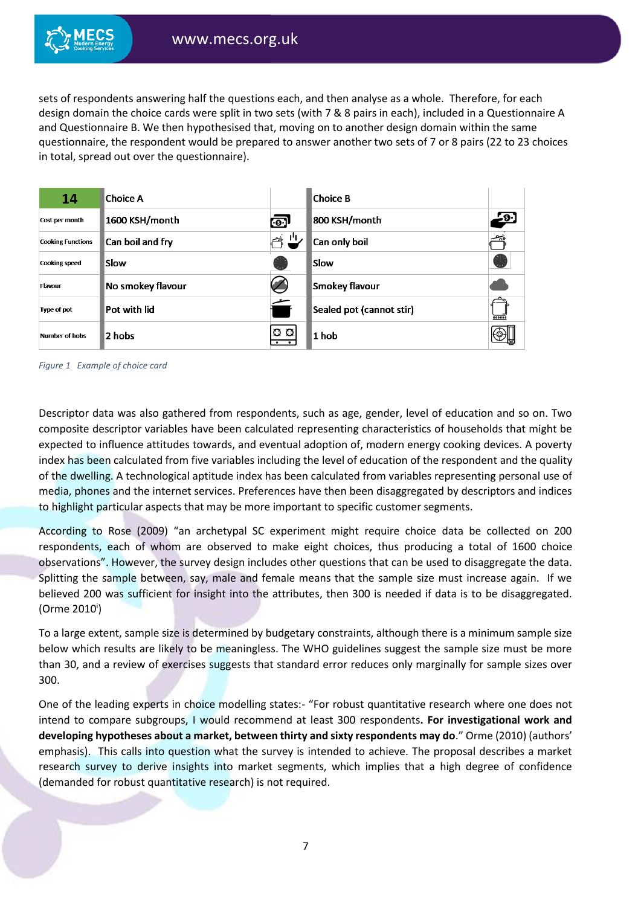sets of respondents answering half the questions each, and then analyse as a whole. Therefore, for each design domain the choice cards were split in two sets (with 7 & 8 pairs in each), included in a Questionnaire A and Questionnaire B. We then hypothesised that, moving on to another design domain within the same questionnaire, the respondent would be prepared to answer another two sets of 7 or 8 pairs (22 to 23 choices in total, spread out over the questionnaire).

| 14 | Choice A | | Choice B | |
|---|---|---|---|---|
| Cost per month | 1600 KSH/month | | 800 KSH/month | |
| Cooking Functions | Can boil and fry | | Can only boil | |
| Cooking speed | Slow | | Slow | |
| Flavour | No smokey flavour | | Smokey flavour | |
| Type of pot | Pot with lid | | Sealed pot (cannot stir) | |
| Number of hobs | 2 hobs | | 1 hob | |

*Figure 1 Example of choice card*

Descriptor data was also gathered from respondents, such as age, gender, level of education and so on. Two composite descriptor variables have been calculated representing characteristics of households that might be expected to influence attitudes towards, and eventual adoption of, modern energy cooking devices. A poverty index has been calculated from five variables including the level of education of the respondent and the quality of the dwelling. A technological aptitude index has been calculated from variables representing personal use of media, phones and the internet services. Preferences have then been disaggregated by descriptors and indices to highlight particular aspects that may be more important to specific customer segments.

According to Rose (2009) "an archetypal SC experiment might require choice data be collected on 200 respondents, each of whom are observed to make eight choices, thus producing a total of 1600 choice observations". However, the survey design includes other questions that can be used to disaggregate the data. Splitting the sample between, say, male and female means that the sample size must increase again. If we believed 200 was sufficient for insight into the attributes, then 300 is needed if data is to be disaggregated. (Orme 2010[i])

To a large extent, sample size is determined by budgetary constraints, although there is a minimum sample size below which results are likely to be meaningless. The WHO guidelines suggest the sample size must be more than 30, and a review of exercises suggests that standard error reduces only marginally for sample sizes over 300.

One of the leading experts in choice modelling states:- "For robust quantitative research where one does not intend to compare subgroups, I would recommend at least 300 respondents. **For investigational work and developing hypotheses about a market, between thirty and sixty respondents may do**." Orme (2010) (authors' emphasis). This calls into question what the survey is intended to achieve. The proposal describes a market research survey to derive insights into market segments, which implies that a high degree of confidence (demanded for robust quantitative research) is not required.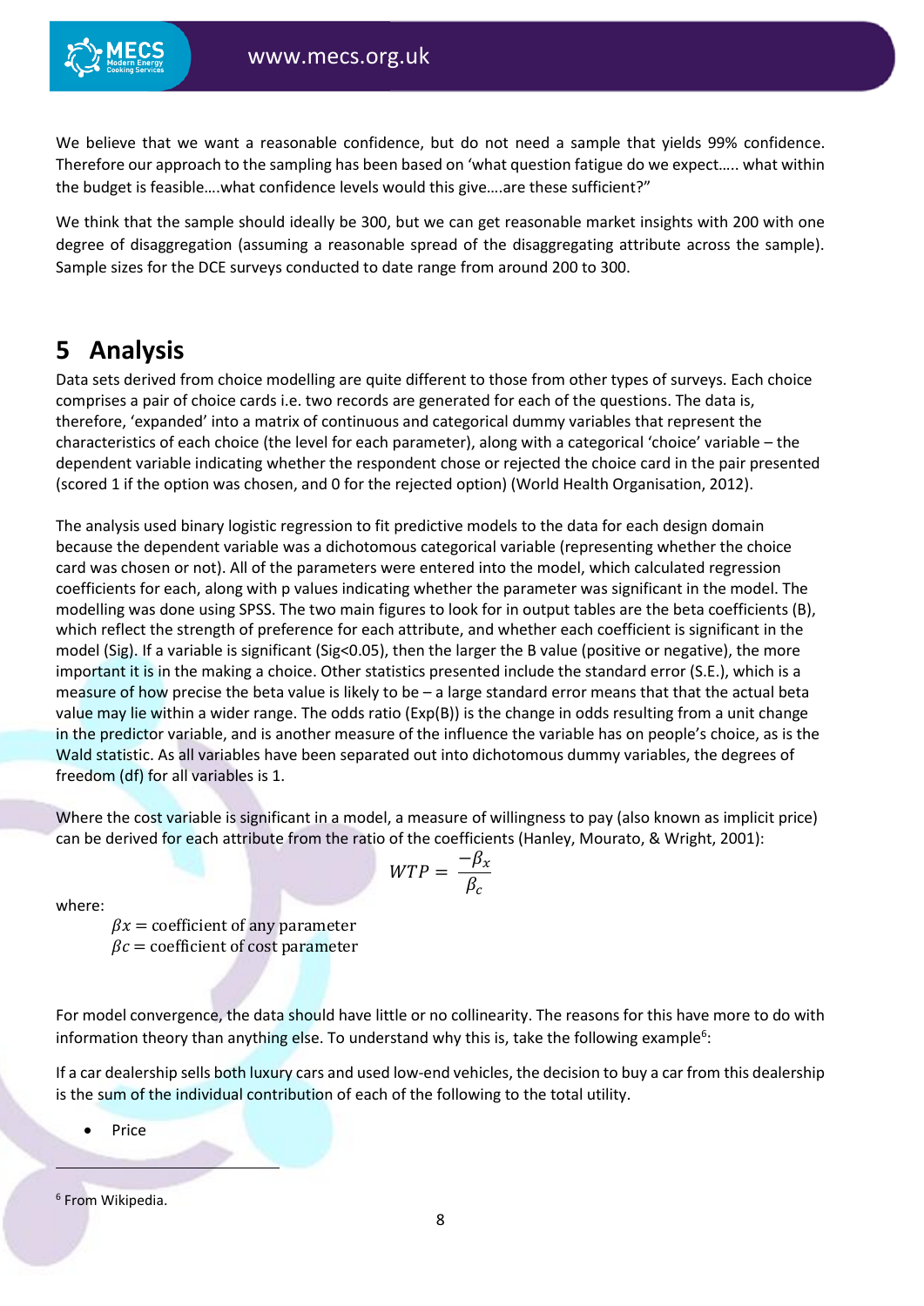We believe that we want a reasonable confidence, but do not need a sample that yields 99% confidence. Therefore our approach to the sampling has been based on 'what question fatigue do we expect….. what within the budget is feasible….what confidence levels would this give….are these sufficient?"

We think that the sample should ideally be 300, but we can get reasonable market insights with 200 with one degree of disaggregation (assuming a reasonable spread of the disaggregating attribute across the sample). Sample sizes for the DCE surveys conducted to date range from around 200 to 300.

# 5 Analysis

Data sets derived from choice modelling are quite different to those from other types of surveys. Each choice comprises a pair of choice cards i.e. two records are generated for each of the questions. The data is, therefore, 'expanded' into a matrix of continuous and categorical dummy variables that represent the characteristics of each choice (the level for each parameter), along with a categorical 'choice' variable – the dependent variable indicating whether the respondent chose or rejected the choice card in the pair presented (scored 1 if the option was chosen, and 0 for the rejected option) (World Health Organisation, 2012).

The analysis used binary logistic regression to fit predictive models to the data for each design domain because the dependent variable was a dichotomous categorical variable (representing whether the choice card was chosen or not). All of the parameters were entered into the model, which calculated regression coefficients for each, along with p values indicating whether the parameter was significant in the model. The modelling was done using SPSS. The two main figures to look for in output tables are the beta coefficients (B), which reflect the strength of preference for each attribute, and whether each coefficient is significant in the model (Sig). If a variable is significant (Sig<0.05), then the larger the B value (positive or negative), the more important it is in the making a choice. Other statistics presented include the standard error (S.E.), which is a measure of how precise the beta value is likely to be – a large standard error means that that the actual beta value may lie within a wider range. The odds ratio (Exp(B)) is the change in odds resulting from a unit change in the predictor variable, and is another measure of the influence the variable has on people's choice, as is the Wald statistic. As all variables have been separated out into dichotomous dummy variables, the degrees of freedom (df) for all variables is 1.

Where the cost variable is significant in a model, a measure of willingness to pay (also known as implicit price) can be derived for each attribute from the ratio of the coefficients (Hanley, Mourato, & Wright, 2001):

$$WTP = \frac{-\beta_x}{\beta_c}$$

where:

$\beta x =$ coefficient of any parameter
$\beta c =$ coefficient of cost parameter

For model convergence, the data should have little or no collinearity. The reasons for this have more to do with information theory than anything else. To understand why this is, take the following example[6]:

If a car dealership sells both luxury cars and used low-end vehicles, the decision to buy a car from this dealership is the sum of the individual contribution of each of the following to the total utility.

- Price

[6] From Wikipedia.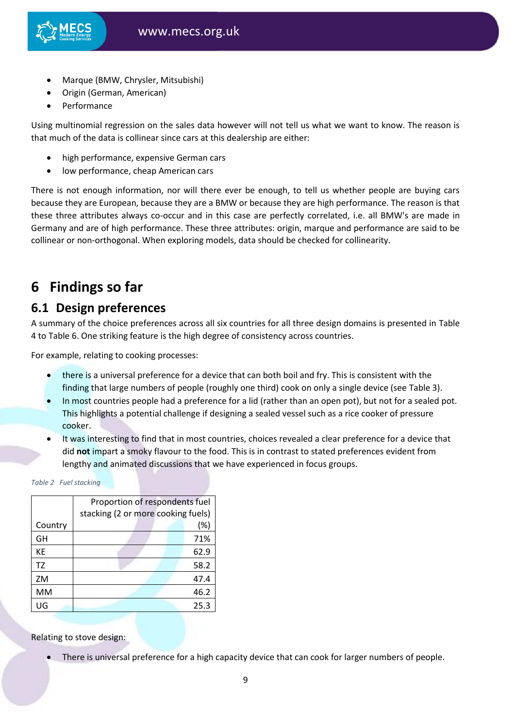- Marque (BMW, Chrysler, Mitsubishi)
- Origin (German, American)
- Performance

Using multinomial regression on the sales data however will not tell us what we want to know. The reason is that much of the data is collinear since cars at this dealership are either:

- high performance, expensive German cars
- low performance, cheap American cars

There is not enough information, nor will there ever be enough, to tell us whether people are buying cars because they are European, because they are a BMW or because they are high performance. The reason is that these three attributes always co-occur and in this case are perfectly correlated, i.e. all BMW's are made in Germany and are of high performance. These three attributes: origin, marque and performance are said to be collinear or non-orthogonal. When exploring models, data should be checked for collinearity.

# 6 Findings so far

## 6.1 Design preferences

A summary of the choice preferences across all six countries for all three design domains is presented in Table 4 to Table 6. One striking feature is the high degree of consistency across countries.

For example, relating to cooking processes:

- there is a universal preference for a device that can both boil and fry. This is consistent with the finding that large numbers of people (roughly one third) cook on only a single device (see Table 3).
- In most countries people had a preference for a lid (rather than an open pot), but not for a sealed pot. This highlights a potential challenge if designing a sealed vessel such as a rice cooker of pressure cooker.
- It was interesting to find that in most countries, choices revealed a clear preference for a device that did **not** impart a smoky flavour to the food. This is in contrast to stated preferences evident from lengthy and animated discussions that we have experienced in focus groups.

*Table 2 Fuel stacking*

| Country | Proportion of respondents fuel stacking (2 or more cooking fuels) (%) |
|---|---|
| GH | 71% |
| KE | 62.9 |
| TZ | 58.2 |
| ZM | 47.4 |
| MM | 46.2 |
| UG | 25.3 |

Relating to stove design:

- There is universal preference for a high capacity device that can cook for larger numbers of people.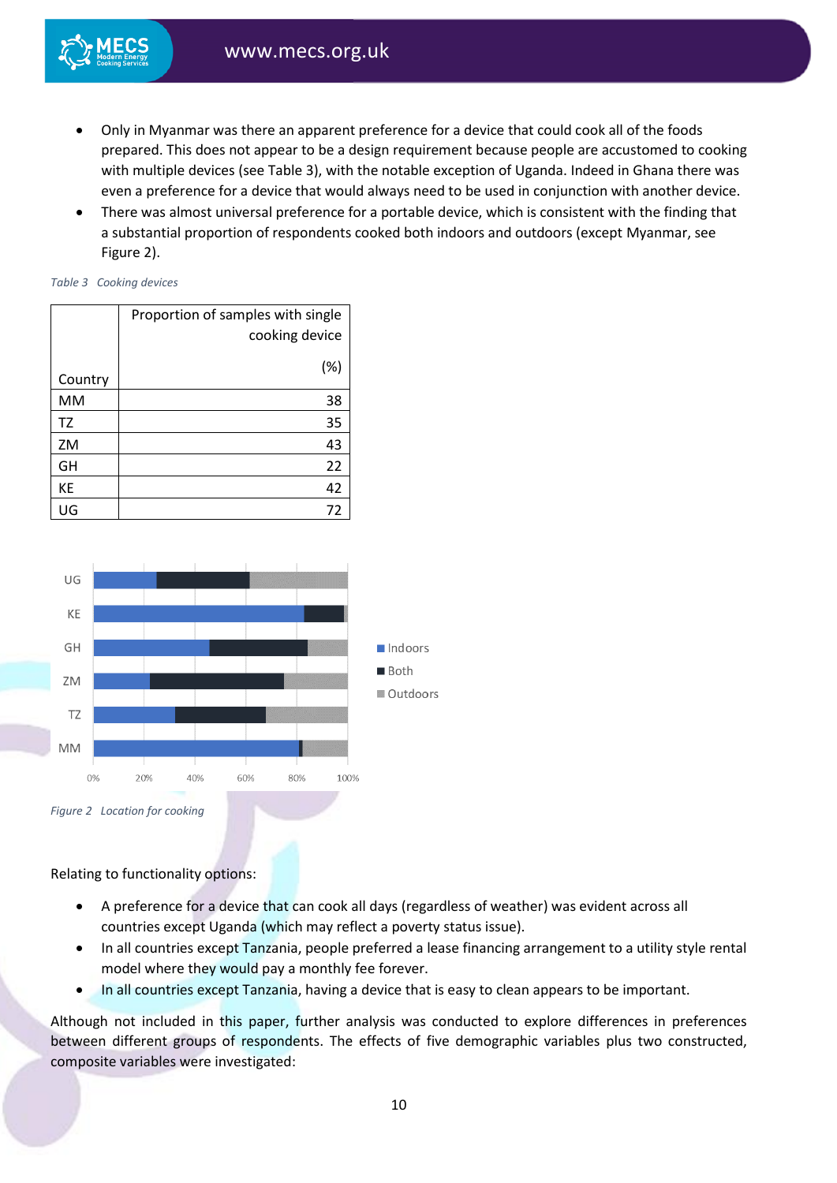- Only in Myanmar was there an apparent preference for a device that could cook all of the foods prepared. This does not appear to be a design requirement because people are accustomed to cooking with multiple devices (see Table 3), with the notable exception of Uganda. Indeed in Ghana there was even a preference for a device that would always need to be used in conjunction with another device.
- There was almost universal preference for a portable device, which is consistent with the finding that a substantial proportion of respondents cooked both indoors and outdoors (except Myanmar, see Figure 2).

*Table 3 Cooking devices*

| Country | Proportion of samples with single cooking device (%) |
|---|---|
| MM | 38 |
| TZ | 35 |
| ZM | 43 |
| GH | 22 |
| KE | 42 |
| UG | 72 |

*Figure 2 Location for cooking*

Relating to functionality options:

- A preference for a device that can cook all days (regardless of weather) was evident across all countries except Uganda (which may reflect a poverty status issue).
- In all countries except Tanzania, people preferred a lease financing arrangement to a utility style rental model where they would pay a monthly fee forever.
- In all countries except Tanzania, having a device that is easy to clean appears to be important.

Although not included in this paper, further analysis was conducted to explore differences in preferences between different groups of respondents. The effects of five demographic variables plus two constructed, composite variables were investigated: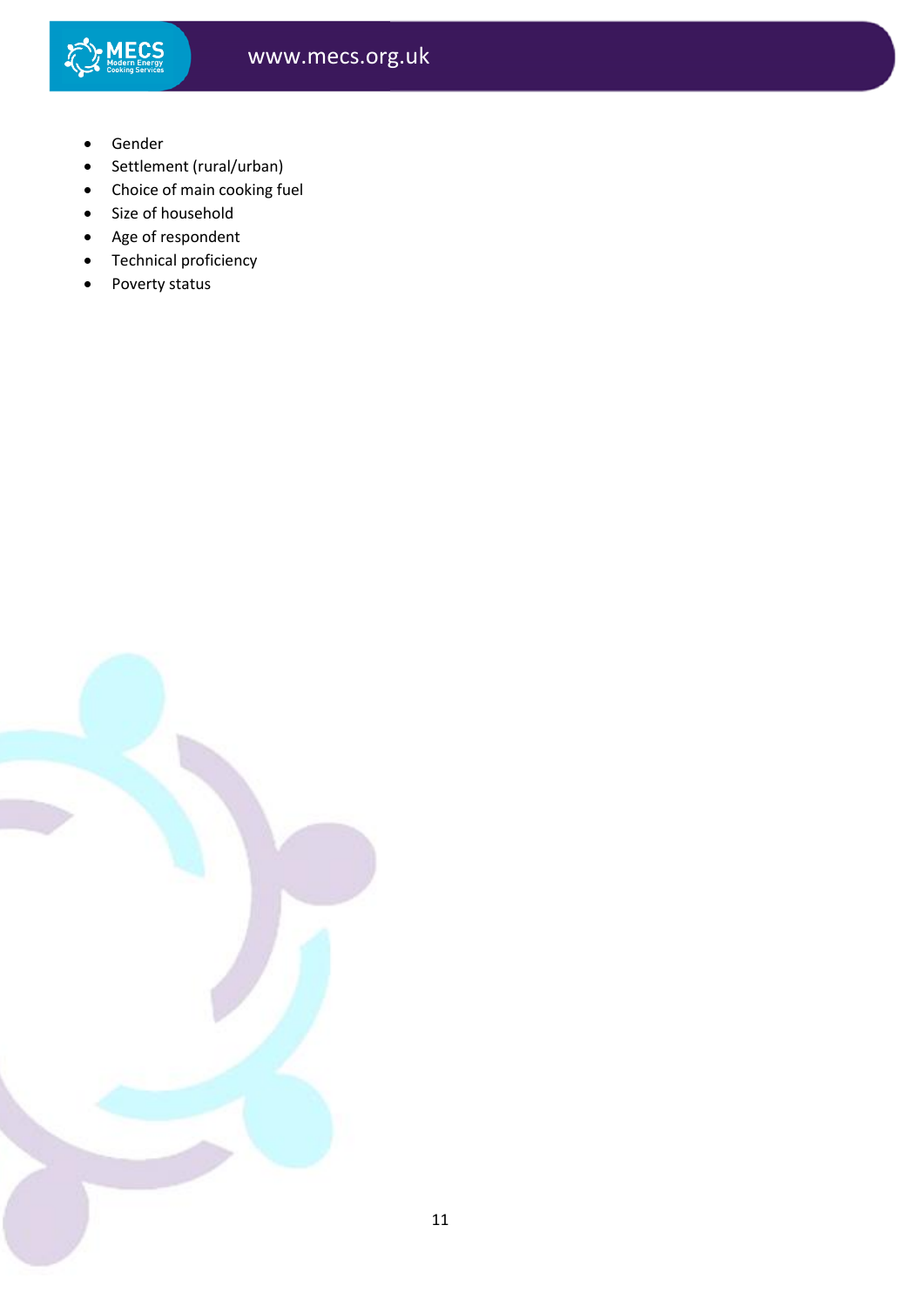- Gender
- Settlement (rural/urban)
- Choice of main cooking fuel
- Size of household
- Age of respondent
- Technical proficiency
- Poverty status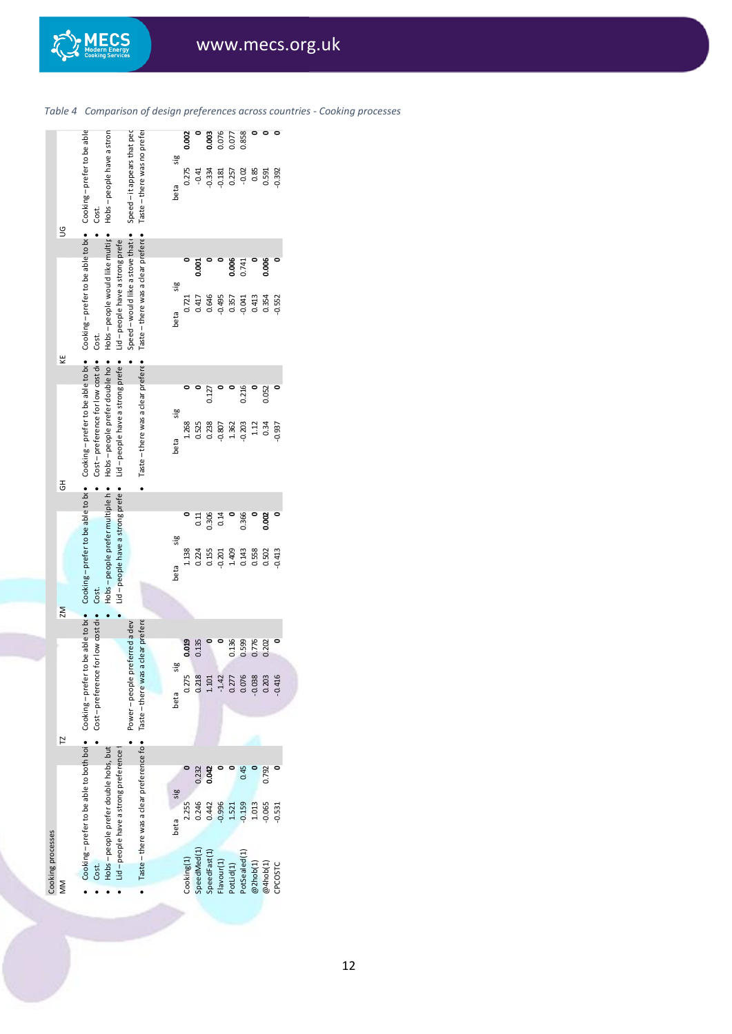*Table 4 Comparison of design preferences across countries - Cooking processes*

**Cooking processes**

| | MM | | TZ | | ZM | | GH | | KE | | UG | |
|---|---|---|---|---|---|---|---|---|---|---|---|---|
| Summary | • Cooking – prefer to be able to both boi<br>• Cost.<br>• Hobs – people prefer double hobs, but<br>• Lid – people have a strong preference i<br>• Taste – there was a clear preference fo | | • Cooking – prefer to be able to bo<br>• Cost – preference for low cost de<br>• Power – people preferred a dev<br>• Taste – there was a clear prefere | | • Cooking – prefer to be able to bo<br>• Cost.<br>• Hobs – people prefer multiple h<br>• Lid – people have a strong prefe | | • Cooking – prefer to be able to bo<br>• Cost – preference for low cost de<br>• Hobs – people prefer double ho<br>• Lid – people have a strong prefe<br>• Taste – there was a clear prefere | | • Cooking – prefer to be able to bo<br>• Cost.<br>• Hobs – people would like multip<br>• Lid – people have a strong prefe<br>• Speed – would like a stove that c<br>• Taste – there was a clear prefere | | • Cooking – prefer to be able<br>• Cost.<br>• Hobs – people have a stron<br>• Speed – it appears that peo<br>• Taste – there was no prefer | |
| | beta | sig | beta | sig | beta | sig | beta | sig | beta | sig | beta | sig |
| Cooking(1) | 2.255 | 0 | 0.275 | 0.019 | 1.138 | 0 | 1.268 | 0 | 0.721 | 0 | 0.275 | 0.002 |
| SpeedMed(1) | 0.246 | 0.232 | 0.218 | 0.135 | 0.224 | 0.11 | 0.525 | 0 | 0.417 | 0.001 | -0.41 | 0 |
| SpeedFast(1) | 0.442 | 0.042 | 1.101 | 0 | 0.155 | 0.306 | 0.238 | 0.127 | 0.646 | 0 | -0.334 | 0.003 |
| Flavour(1) | -0.996 | 0 | -1.42 | 0 | -0.201 | 0.14 | -0.807 | 0 | -0.495 | 0 | -0.181 | 0.076 |
| PotLid(1) | 1.521 | 0 | 0.277 | 0.136 | 1.409 | 0 | 1.362 | 0 | 0.357 | 0.006 | 0.257 | 0.077 |
| PotSealed(1) | -0.159 | 0.45 | 0.076 | 0.599 | 0.143 | 0.366 | -0.203 | 0.216 | -0.041 | 0.741 | -0.02 | 0.858 |
| @2hob(1) | 1.013 | 0 | -0.038 | 0.776 | 0.558 | 0 | 1.12 | 0 | 0.413 | 0 | 0.85 | 0 |
| @4hob(1) | -0.065 | 0.792 | 0.203 | 0.202 | 0.502 | 0.002 | 0.34 | 0.052 | 0.354 | 0.006 | 0.591 | 0 |
| CPCOSTC | -0.531 | 0 | -0.416 | 0 | -0.413 | 0 | -0.937 | 0 | -0.552 | 0 | -0.392 | 0 |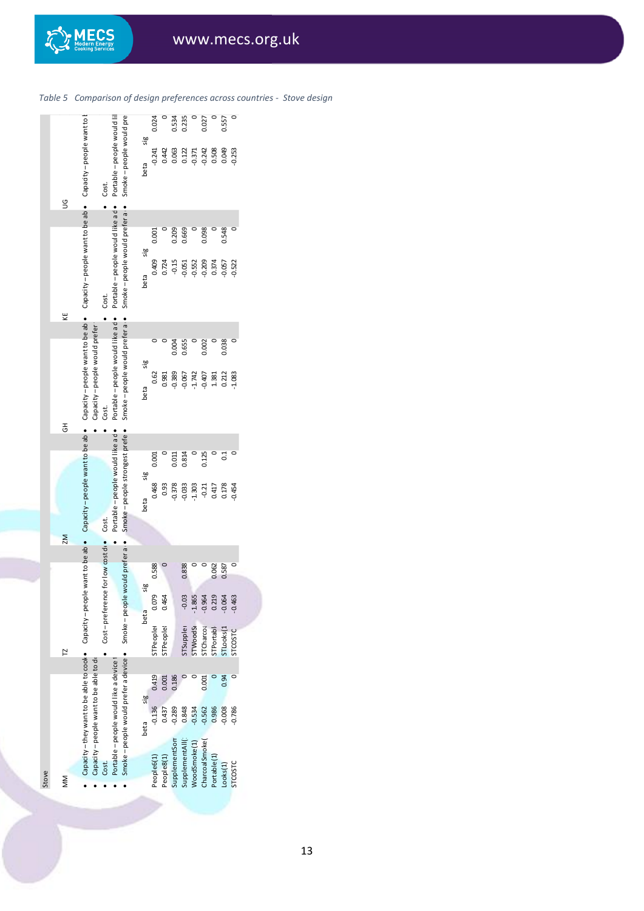*Table 5 Comparison of design preferences across countries - Stove design*

**Stove**

**MW**

- Capacity – they want to be able to cook
- Capacity – people want to be able to di
- Cost.
- Portable – people would like a device t
- Smoke – people would prefer a device v

| | beta | sig |
|---|---|---|
| People6(1) | -0.136 | 0.419 |
| People8(1) | 0.437 | 0.001 |
| SupplementSon | -0.289 | 0.186 |
| SupplementAll( | 0.848 | 0 |
| WoodSmoke(1) | -0.534 | 0 |
| CharcoalSmoke( | -0.562 | 0.001 |
| Portable(1) | 0.986 | 0 |
| Looks(1) | -0.008 | 0.94 |
| STCOSTC | -0.786 | 0 |

**TZ**

- Capacity – people want to be ab
- Cost – preference for low cost d
- Smoke – people would prefer a

| | beta | sig |
|---|---|---|
| STPeople | 0.079 | 0.588 |
| STPeople | 0.464 | 0 |
| STSupple | -0.03 | 0.838 |
| STWoodS | -1.865 | 0 |
| STCharco | -0.964 | 0 |
| STPortabl | 0.219 | 0.062 |
| STLooks(1 | -0.064 | 0.587 |
| STCOSTC | -0.463 | 0 |

**ZM**

- Capacity – people want to be ab
- Cost.
- Portable – people would like a d
- Smoke – people strongest prefe

| beta | sig |
|---|---|
| 0.468 | 0.001 |
| 0.93 | 0 |
| -0.378 | 0.011 |
| -0.033 | 0.814 |
| -1.303 | 0 |
| -0.21 | 0.125 |
| 0.417 | 0 |
| 0.178 | 0.1 |
| -0.454 | 0 |

**GH**

- Capacity – people want to be ab
- Capacity – people would prefer
- Cost.
- Portable – people would like a d
- Smoke – people would prefer a

| beta | sig |
|---|---|
| 0.62 | 0 |
| 0.981 | 0 |
| -0.389 | 0.004 |
| -0.067 | 0.655 |
| -1.742 | 0 |
| -0.407 | 0.002 |
| 1.381 | 0 |
| 0.212 | 0.038 |
| -1.083 | 0 |

**KE**

- Capacity – people want to be ab
- Cost.
- Portable – people would like a d
- Smoke – people would prefer a

| beta | sig |
|---|---|
| 0.409 | 0.001 |
| 0.724 | 0 |
| -0.15 | 0.209 |
| -0.051 | 0.669 |
| -0.552 | 0 |
| -0.209 | 0.098 |
| 0.374 | 0 |
| -0.057 | 0.548 |
| -0.522 | 0 |

**UG**

- Capacity – people want to t
- Cost.
- Portable – people would li
- Smoke – people would pre

| beta | sig |
|---|---|
| -0.241 | 0.024 |
| 0.442 | 0 |
| 0.063 | 0.534 |
| 0.122 | 0.235 |
| -0.371 | 0 |
| -0.242 | 0.027 |
| 0.508 | 0 |
| 0.049 | 0.557 |
| -0.253 | 0 |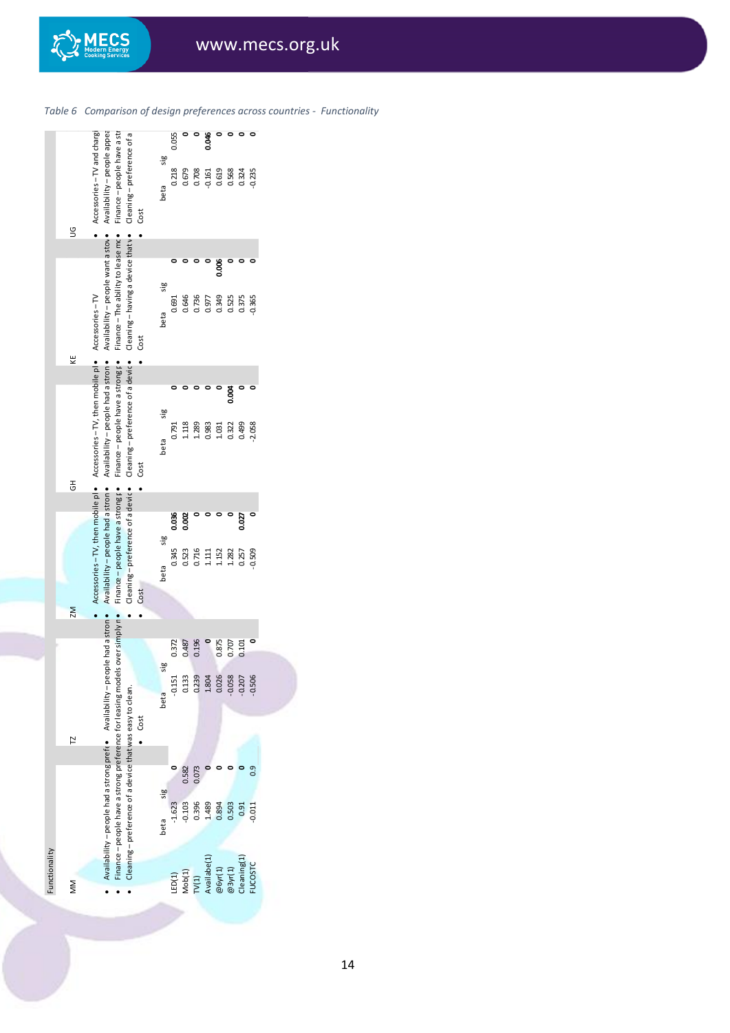*Table 6 Comparison of design preferences across countries - Functionality*

**Functionality**

**MM**

- Availability – people had a strong prefe
- Finance – people have a strong preference for leasing models over simply n
- Cleaning – preference of a device that was easy to clean.

**TZ**

- Availability – people had a stron
- Cost

**ZM**

- Accessories – TV, then mobile pl
- Availability – people had a stron
- Finance – people have a strong p
- Cleaning – preference of a devic
- Cost

**GH**

- Accessories – TV, then mobile pl
- Availability – people had a stron
- Finance – people have a strong p
- Cleaning – preference of a devic
- Cost

**KE**

- Accessories – TV
- Availability – people want a stov
- Finance – The ability to lease mc
- Cleaning – having a device that v
- Cost

**UG**

- Accessories – TV and chargi
- Availability – people appea
- Finance – people have a str
- Cleaning – preference of a
- Cost

| | MM beta | MM sig | TZ beta | TZ sig | ZM beta | ZM sig | GH beta | GH sig | KE beta | KE sig | UG beta | UG sig |
|---|---|---|---|---|---|---|---|---|---|---|---|---|
| LED(1) | -1.623 | 0 | -0.151 | 0.372 | 0.345 | **0.036** | 0.791 | 0 | 0.691 | 0 | 0.218 | 0.055 |
| Mob(1) | -0.103 | 0.582 | 0.133 | 0.487 | 0.523 | **0.002** | 1.118 | 0 | 0.646 | 0 | 0.679 | 0 |
| TV(1) | 0.396 | 0.073 | 0.239 | 0.196 | 0.716 | 0 | 1.289 | 0 | 0.736 | 0 | 0.708 | 0 |
| Availabe(1) | 1.489 | 0 | 1.804 | 0 | 1.111 | 0 | 0.983 | 0 | 0.977 | 0 | -0.161 | **0.046** |
| @6yr(1) | 0.894 | 0 | 0.026 | 0.875 | 1.152 | 0 | 1.031 | 0 | 0.349 | **0.006** | 0.619 | 0 |
| @3yr(1) | 0.503 | 0 | -0.058 | 0.707 | 1.282 | 0 | 0.322 | **0.004** | 0.525 | 0 | 0.568 | 0 |
| Cleaning(1) | 0.91 | 0 | -0.207 | 0.101 | 0.257 | **0.027** | 0.499 | 0 | 0.375 | 0 | 0.324 | 0 |
| FUCOSTC | -0.011 | 0.9 | -0.506 | 0 | -0.509 | 0 | -2.058 | 0 | -0.365 | 0 | -0.235 | 0 |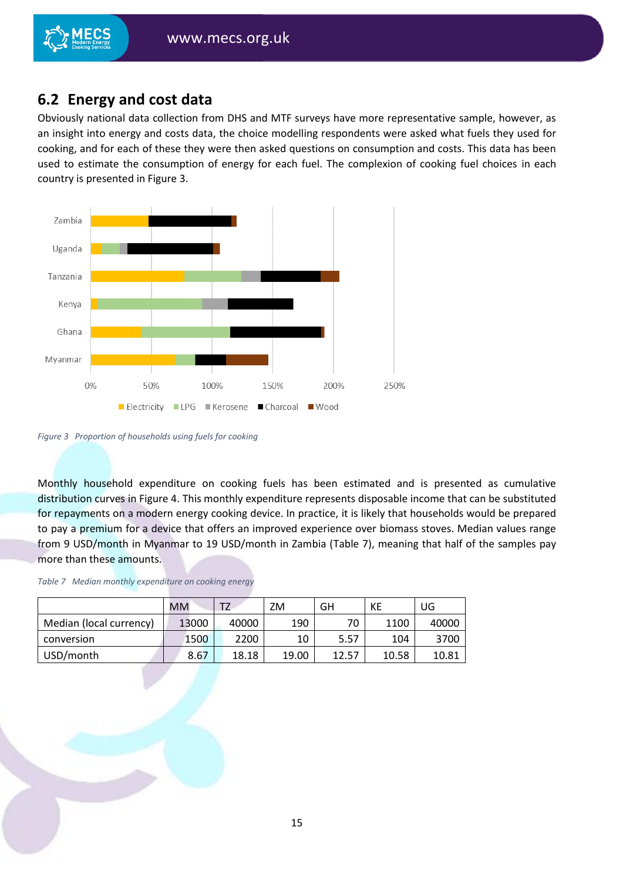## 6.2 Energy and cost data

Obviously national data collection from DHS and MTF surveys have more representative sample, however, as an insight into energy and costs data, the choice modelling respondents were asked what fuels they used for cooking, and for each of these they were then asked questions on consumption and costs. This data has been used to estimate the consumption of energy for each fuel. The complexion of cooking fuel choices in each country is presented in Figure 3.

*Figure 3 Proportion of households using fuels for cooking*

Monthly household expenditure on cooking fuels has been estimated and is presented as cumulative distribution curves in Figure 4. This monthly expenditure represents disposable income that can be substituted for repayments on a modern energy cooking device. In practice, it is likely that households would be prepared to pay a premium for a device that offers an improved experience over biomass stoves. Median values range from 9 USD/month in Myanmar to 19 USD/month in Zambia (Table 7), meaning that half of the samples pay more than these amounts.

*Table 7 Median monthly expenditure on cooking energy*

| | MM | TZ | ZM | GH | KE | UG |
|---|---|---|---|---|---|---|
| Median (local currency) | 13000 | 40000 | 190 | 70 | 1100 | 40000 |
| conversion | 1500 | 2200 | 10 | 5.57 | 104 | 3700 |
| USD/month | 8.67 | 18.18 | 19.00 | 12.57 | 10.58 | 10.81 |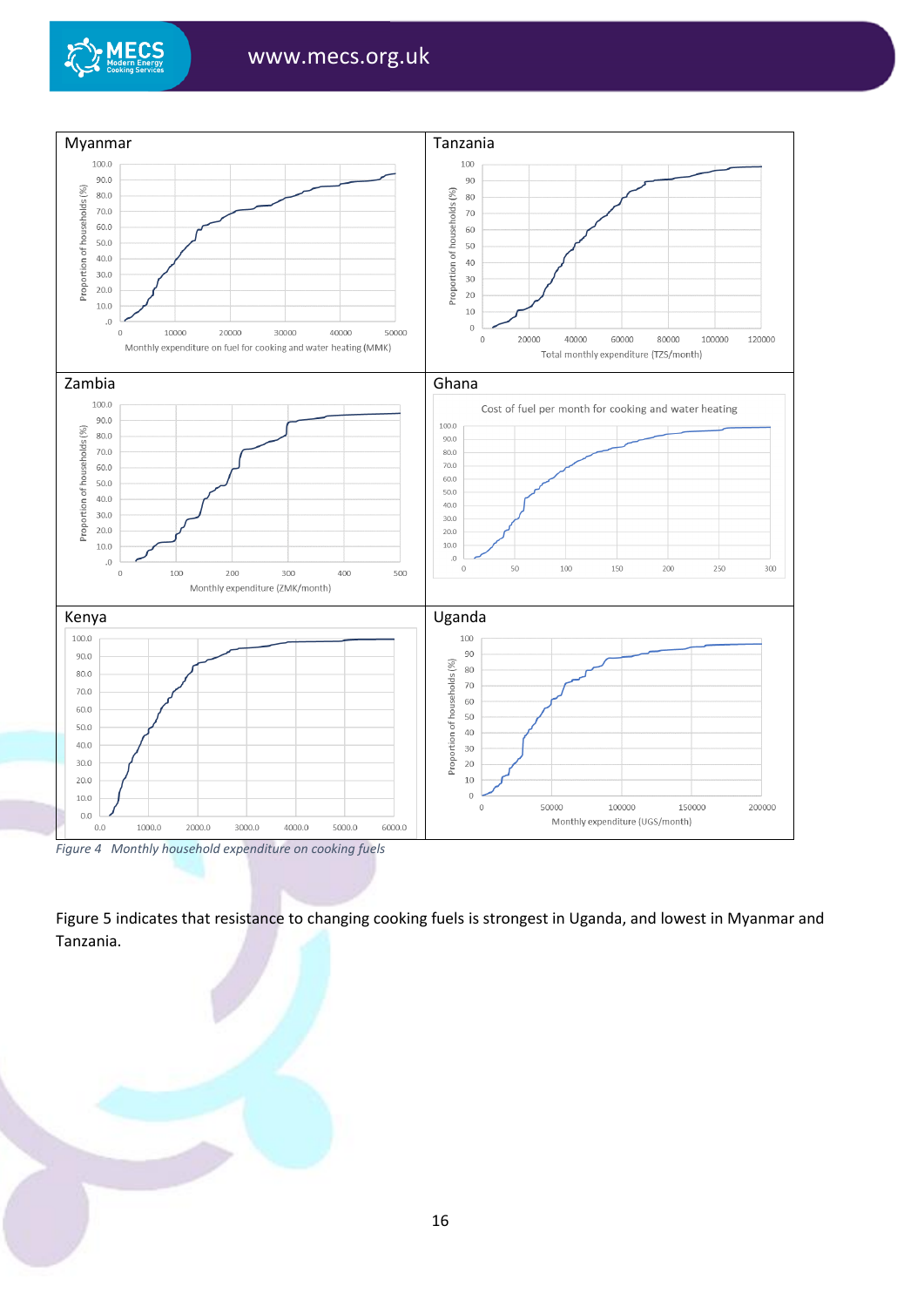Myanmar

Tanzania

Zambia

Ghana

Kenya

Uganda

*Figure 4 Monthly household expenditure on cooking fuels*

Figure 5 indicates that resistance to changing cooking fuels is strongest in Uganda, and lowest in Myanmar and Tanzania.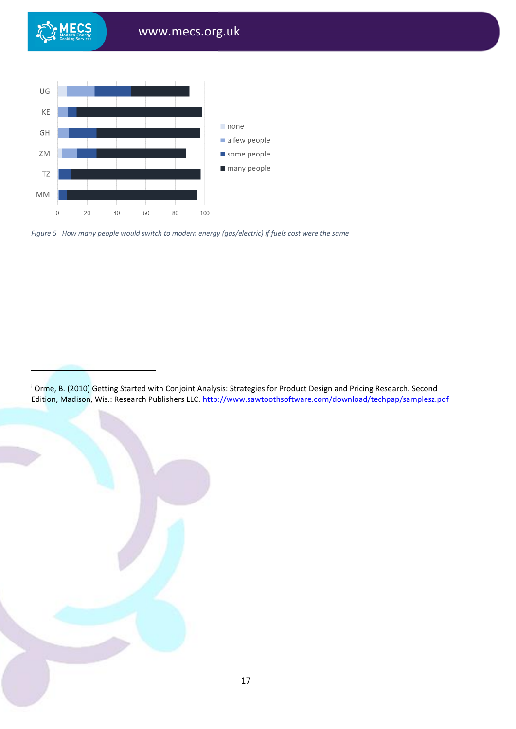UG
KE
GH
ZM
TZ
MM

0
20
40
60
80
100

none
a few people
some people
many people

*Figure 5 How many people would switch to modern energy (gas/electric) if fuels cost were the same*

---

[i] Orme, B. (2010) Getting Started with Conjoint Analysis: Strategies for Product Design and Pricing Research. Second Edition, Madison, Wis.: Research Publishers LLC. http://www.sawtoothsoftware.com/download/techpap/samplesz.pdf